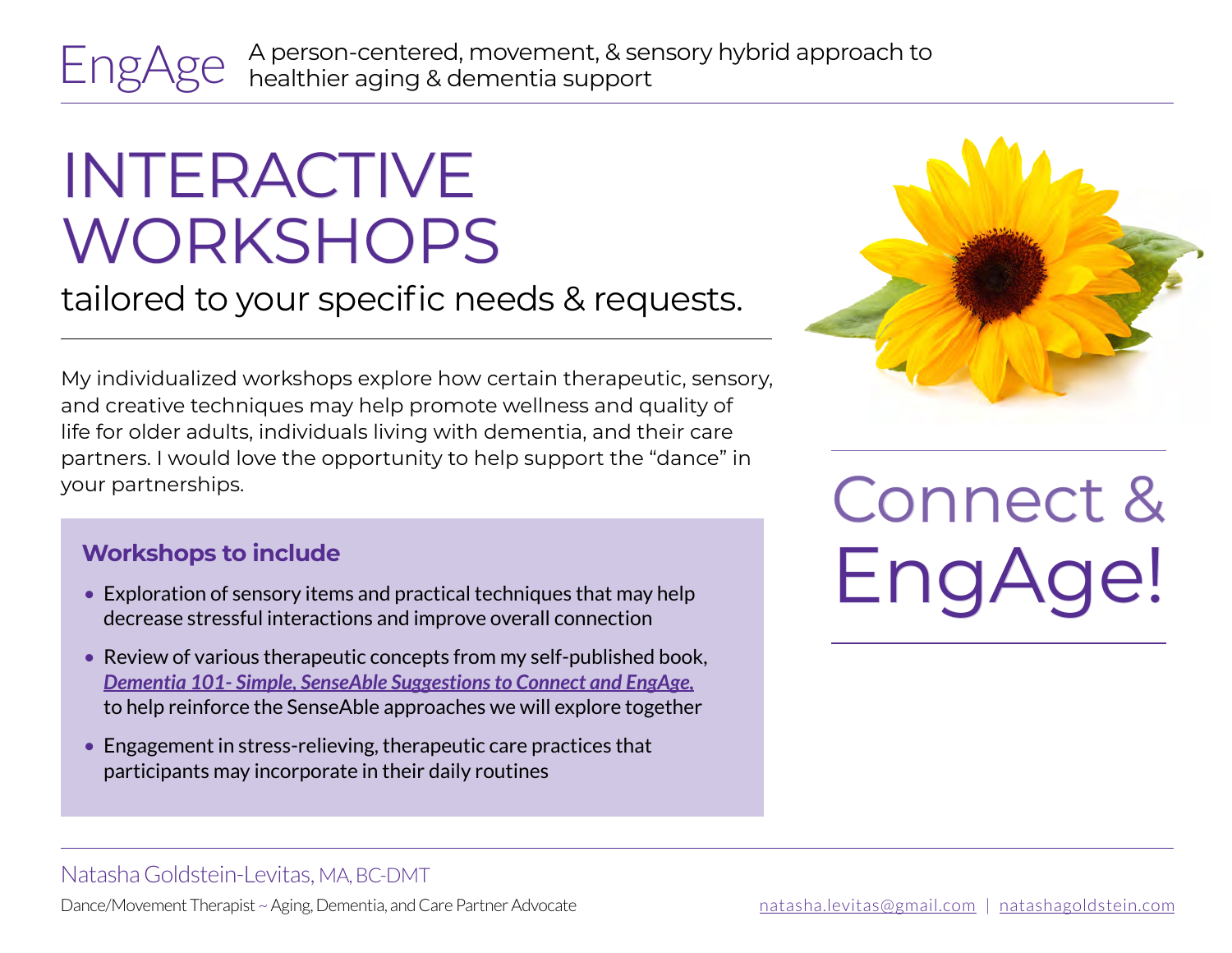EngAge A person-centered, movement, & sensory hybrid approach to healthier aging & dementia support

# INTERACTIVE WORKSHOPS

tailored to your specific needs & requests.

My individualized workshops explore how certain therapeutic, sensory, and creative techniques may help promote wellness and quality of life for older adults, individuals living with dementia, and their care partners. I would love the opportunity to help support the "dance" in your partnerships.

### Workshops to include

- Exploration of sensory items and practical techniques that may help decrease stressful interactions and improve overall connection
- Review of various therapeutic concepts from my self-published book, ***Dementia 101- Simple, SenseAble Suggestions to Connect and EngAge,*** to help reinforce the SenseAble approaches we will explore together
- Engagement in stress-relieving, therapeutic care practices that participants may incorporate in their daily routines

## Connect & EngAge!

Natasha Goldstein-Levitas, MA, BC-DMT

Dance/Movement Therapist ~ Aging, Dementia, and Care Partner Advocate

natasha.levitas@gmail.com | natashagoldstein.com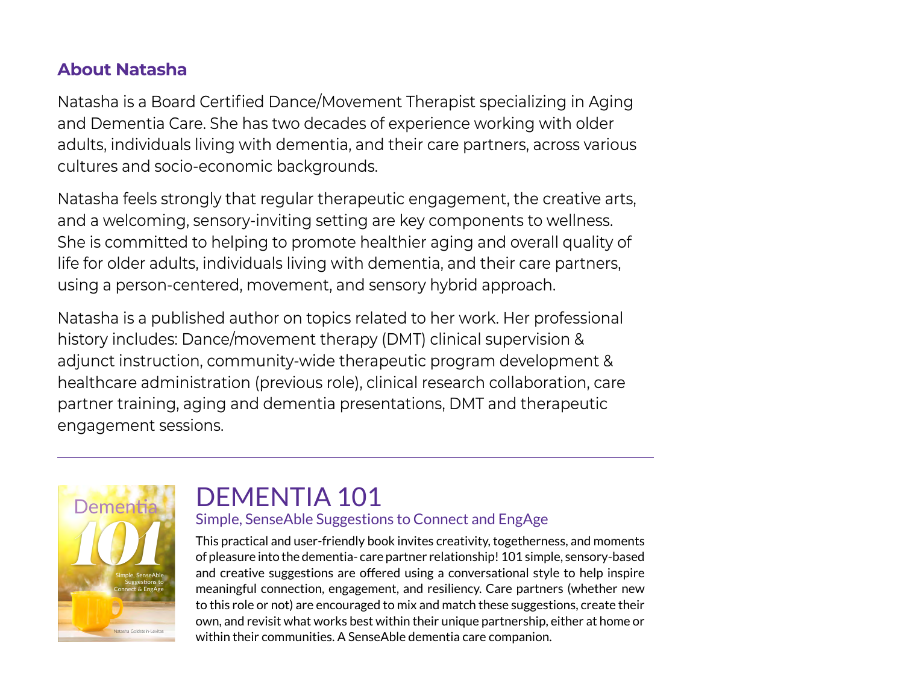## About Natasha

Natasha is a Board Certified Dance/Movement Therapist specializing in Aging and Dementia Care. She has two decades of experience working with older adults, individuals living with dementia, and their care partners, across various cultures and socio-economic backgrounds.

Natasha feels strongly that regular therapeutic engagement, the creative arts, and a welcoming, sensory-inviting setting are key components to wellness. She is committed to helping to promote healthier aging and overall quality of life for older adults, individuals living with dementia, and their care partners, using a person-centered, movement, and sensory hybrid approach.

Natasha is a published author on topics related to her work. Her professional history includes: Dance/movement therapy (DMT) clinical supervision & adjunct instruction, community-wide therapeutic program development & healthcare administration (previous role), clinical research collaboration, care partner training, aging and dementia presentations, DMT and therapeutic engagement sessions.

---

Dementia 101

Simple, SenseAble Suggestions to Connect & EngAge

Natasha Goldstein-Levitas

# DEMENTIA 101

### Simple, SenseAble Suggestions to Connect and EngAge

This practical and user-friendly book invites creativity, togetherness, and moments of pleasure into the dementia- care partner relationship! 101 simple, sensory-based and creative suggestions are offered using a conversational style to help inspire meaningful connection, engagement, and resiliency. Care partners (whether new to this role or not) are encouraged to mix and match these suggestions, create their own, and revisit what works best within their unique partnership, either at home or within their communities. A SenseAble dementia care companion.